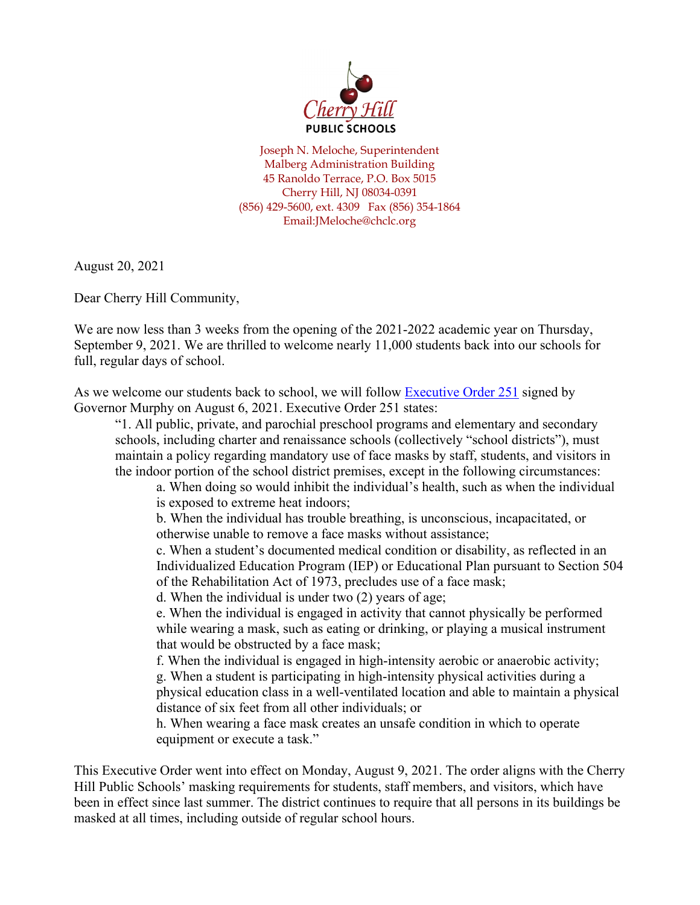Cherry Hill

**PUBLIC SCHOOLS**

Joseph N. Meloche, Superintendent
Malberg Administration Building
45 Ranoldo Terrace, P.O. Box 5015
Cherry Hill, NJ 08034-0391
(856) 429-5600, ext. 4309 Fax (856) 354-1864
Email:JMeloche@chclc.org

August 20, 2021

Dear Cherry Hill Community,

We are now less than 3 weeks from the opening of the 2021-2022 academic year on Thursday, September 9, 2021. We are thrilled to welcome nearly 11,000 students back into our schools for full, regular days of school.

As we welcome our students back to school, we will follow Executive Order 251 signed by Governor Murphy on August 6, 2021. Executive Order 251 states:

> "1. All public, private, and parochial preschool programs and elementary and secondary schools, including charter and renaissance schools (collectively "school districts"), must maintain a policy regarding mandatory use of face masks by staff, students, and visitors in the indoor portion of the school district premises, except in the following circumstances:
>
> a. When doing so would inhibit the individual's health, such as when the individual is exposed to extreme heat indoors;
> b. When the individual has trouble breathing, is unconscious, incapacitated, or otherwise unable to remove a face masks without assistance;
> c. When a student's documented medical condition or disability, as reflected in an Individualized Education Program (IEP) or Educational Plan pursuant to Section 504 of the Rehabilitation Act of 1973, precludes use of a face mask;
> d. When the individual is under two (2) years of age;
> e. When the individual is engaged in activity that cannot physically be performed while wearing a mask, such as eating or drinking, or playing a musical instrument that would be obstructed by a face mask;
> f. When the individual is engaged in high-intensity aerobic or anaerobic activity;
> g. When a student is participating in high-intensity physical activities during a physical education class in a well-ventilated location and able to maintain a physical distance of six feet from all other individuals; or
> h. When wearing a face mask creates an unsafe condition in which to operate equipment or execute a task."

This Executive Order went into effect on Monday, August 9, 2021. The order aligns with the Cherry Hill Public Schools' masking requirements for students, staff members, and visitors, which have been in effect since last summer. The district continues to require that all persons in its buildings be masked at all times, including outside of regular school hours.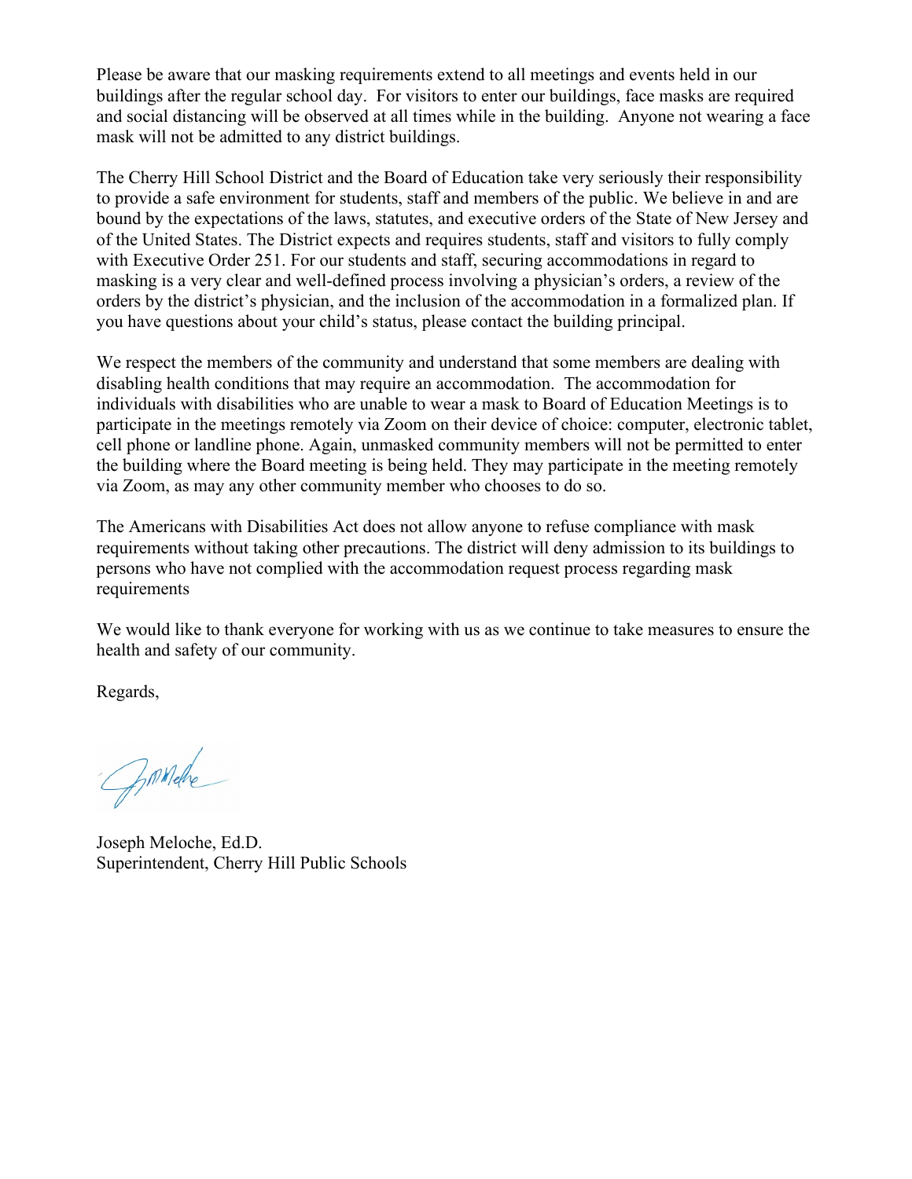Please be aware that our masking requirements extend to all meetings and events held in our buildings after the regular school day. For visitors to enter our buildings, face masks are required and social distancing will be observed at all times while in the building. Anyone not wearing a face mask will not be admitted to any district buildings.

The Cherry Hill School District and the Board of Education take very seriously their responsibility to provide a safe environment for students, staff and members of the public. We believe in and are bound by the expectations of the laws, statutes, and executive orders of the State of New Jersey and of the United States. The District expects and requires students, staff and visitors to fully comply with Executive Order 251. For our students and staff, securing accommodations in regard to masking is a very clear and well-defined process involving a physician's orders, a review of the orders by the district's physician, and the inclusion of the accommodation in a formalized plan. If you have questions about your child's status, please contact the building principal.

We respect the members of the community and understand that some members are dealing with disabling health conditions that may require an accommodation. The accommodation for individuals with disabilities who are unable to wear a mask to Board of Education Meetings is to participate in the meetings remotely via Zoom on their device of choice: computer, electronic tablet, cell phone or landline phone. Again, unmasked community members will not be permitted to enter the building where the Board meeting is being held. They may participate in the meeting remotely via Zoom, as may any other community member who chooses to do so.

The Americans with Disabilities Act does not allow anyone to refuse compliance with mask requirements without taking other precautions. The district will deny admission to its buildings to persons who have not complied with the accommodation request process regarding mask requirements

We would like to thank everyone for working with us as we continue to take measures to ensure the health and safety of our community.

Regards,

Joseph Meloche, Ed.D.  
Superintendent, Cherry Hill Public Schools